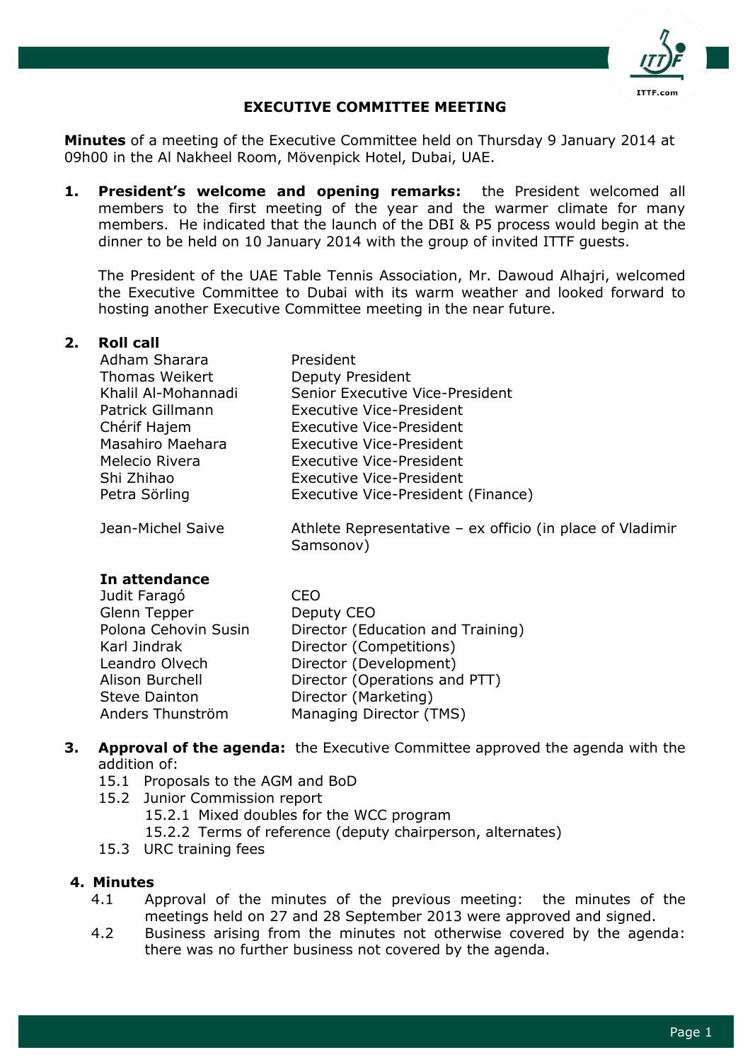# EXECUTIVE COMMITTEE MEETING

**Minutes** of a meeting of the Executive Committee held on Thursday 9 January 2014 at 09h00 in the Al Nakheel Room, Mövenpick Hotel, Dubai, UAE.

**1. President's welcome and opening remarks:** the President welcomed all members to the first meeting of the year and the warmer climate for many members. He indicated that the launch of the DBI & P5 process would begin at the dinner to be held on 10 January 2014 with the group of invited ITTF guests.

The President of the UAE Table Tennis Association, Mr. Dawoud Alhajri, welcomed the Executive Committee to Dubai with its warm weather and looked forward to hosting another Executive Committee meeting in the near future.

**2. Roll call**

| | |
|---|---|
| Adham Sharara | President |
| Thomas Weikert | Deputy President |
| Khalil Al-Mohannadi | Senior Executive Vice-President |
| Patrick Gillmann | Executive Vice-President |
| Chérif Hajem | Executive Vice-President |
| Masahiro Maehara | Executive Vice-President |
| Melecio Rivera | Executive Vice-President |
| Shi Zhihao | Executive Vice-President |
| Petra Sörling | Executive Vice-President (Finance) |
| Jean-Michel Saive | Athlete Representative – ex officio (in place of Vladimir Samsonov) |

**In attendance**

| | |
|---|---|
| Judit Faragó | CEO |
| Glenn Tepper | Deputy CEO |
| Polona Cehovin Susin | Director (Education and Training) |
| Karl Jindrak | Director (Competitions) |
| Leandro Olvech | Director (Development) |
| Alison Burchell | Director (Operations and PTT) |
| Steve Dainton | Director (Marketing) |
| Anders Thunström | Managing Director (TMS) |

**3. Approval of the agenda:** the Executive Committee approved the agenda with the addition of:

- 15.1 Proposals to the AGM and BoD
- 15.2 Junior Commission report
  - 15.2.1 Mixed doubles for the WCC program
  - 15.2.2 Terms of reference (deputy chairperson, alternates)
- 15.3 URC training fees

**4. Minutes**

4.1 Approval of the minutes of the previous meeting: the minutes of the meetings held on 27 and 28 September 2013 were approved and signed.

4.2 Business arising from the minutes not otherwise covered by the agenda: there was no further business not covered by the agenda.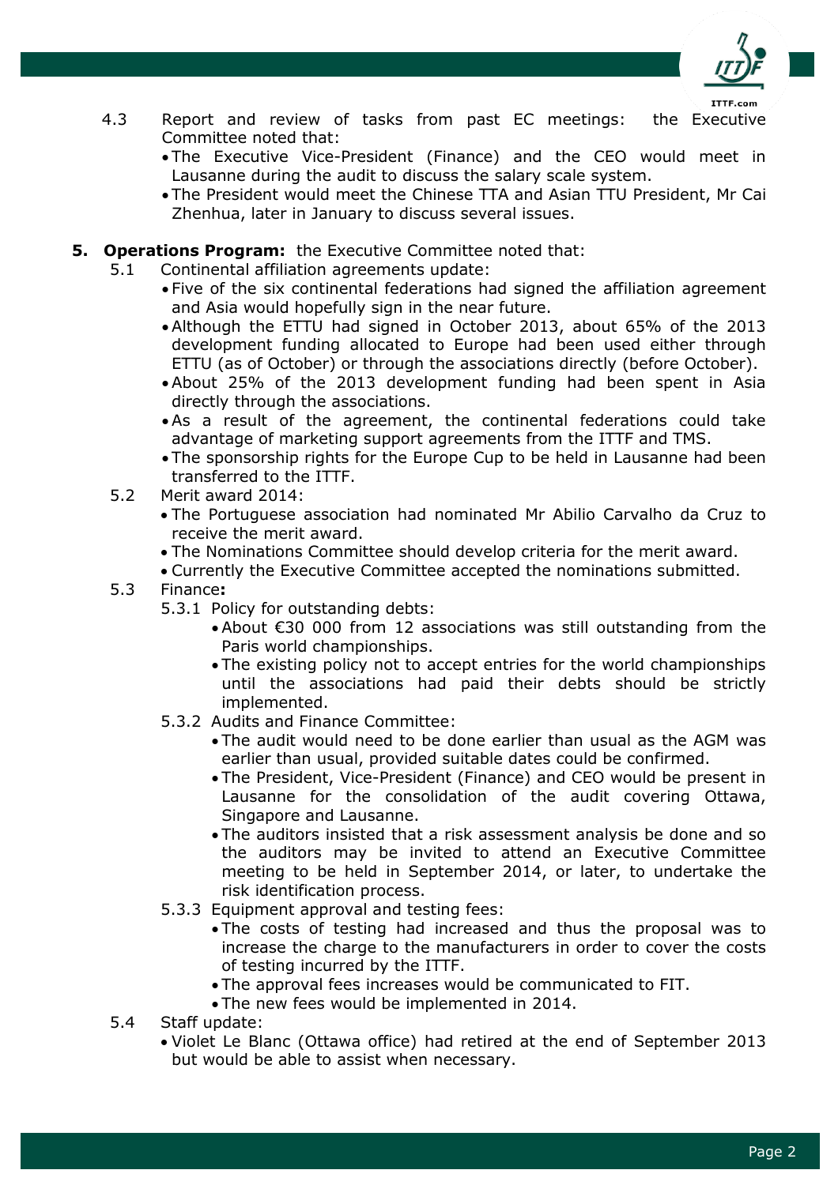4.3 Report and review of tasks from past EC meetings: the Executive Committee noted that:

- The Executive Vice-President (Finance) and the CEO would meet in Lausanne during the audit to discuss the salary scale system.
- The President would meet the Chinese TTA and Asian TTU President, Mr Cai Zhenhua, later in January to discuss several issues.

**5. Operations Program:** the Executive Committee noted that:

5.1 Continental affiliation agreements update:

- Five of the six continental federations had signed the affiliation agreement and Asia would hopefully sign in the near future.
- Although the ETTU had signed in October 2013, about 65% of the 2013 development funding allocated to Europe had been used either through ETTU (as of October) or through the associations directly (before October).
- About 25% of the 2013 development funding had been spent in Asia directly through the associations.
- As a result of the agreement, the continental federations could take advantage of marketing support agreements from the ITTF and TMS.
- The sponsorship rights for the Europe Cup to be held in Lausanne had been transferred to the ITTF.

5.2 Merit award 2014:

- The Portuguese association had nominated Mr Abilio Carvalho da Cruz to receive the merit award.
- The Nominations Committee should develop criteria for the merit award.
- Currently the Executive Committee accepted the nominations submitted.

5.3 Finance**:**

5.3.1 Policy for outstanding debts:

- About €30 000 from 12 associations was still outstanding from the Paris world championships.
- The existing policy not to accept entries for the world championships until the associations had paid their debts should be strictly implemented.

5.3.2 Audits and Finance Committee:

- The audit would need to be done earlier than usual as the AGM was earlier than usual, provided suitable dates could be confirmed.
- The President, Vice-President (Finance) and CEO would be present in Lausanne for the consolidation of the audit covering Ottawa, Singapore and Lausanne.
- The auditors insisted that a risk assessment analysis be done and so the auditors may be invited to attend an Executive Committee meeting to be held in September 2014, or later, to undertake the risk identification process.

5.3.3 Equipment approval and testing fees:

- The costs of testing had increased and thus the proposal was to increase the charge to the manufacturers in order to cover the costs of testing incurred by the ITTF.
- The approval fees increases would be communicated to FIT.
- The new fees would be implemented in 2014.

5.4 Staff update:

- Violet Le Blanc (Ottawa office) had retired at the end of September 2013 but would be able to assist when necessary.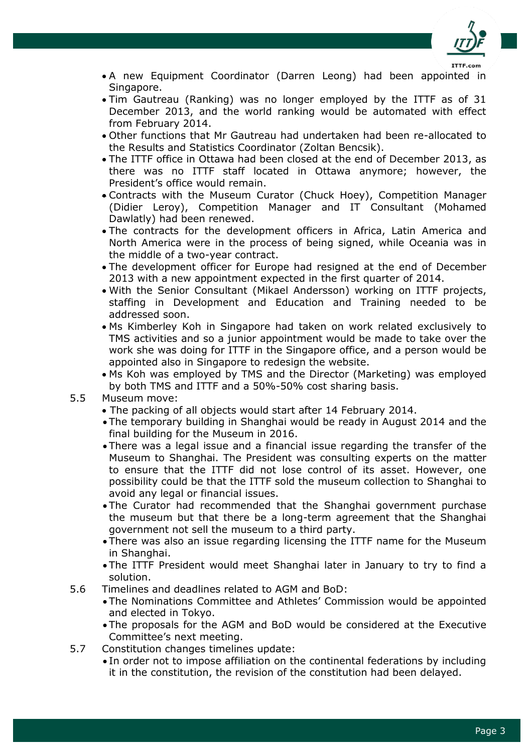- A new Equipment Coordinator (Darren Leong) had been appointed in Singapore.
- Tim Gautreau (Ranking) was no longer employed by the ITTF as of 31 December 2013, and the world ranking would be automated with effect from February 2014.
- Other functions that Mr Gautreau had undertaken had been re-allocated to the Results and Statistics Coordinator (Zoltan Bencsik).
- The ITTF office in Ottawa had been closed at the end of December 2013, as there was no ITTF staff located in Ottawa anymore; however, the President's office would remain.
- Contracts with the Museum Curator (Chuck Hoey), Competition Manager (Didier Leroy), Competition Manager and IT Consultant (Mohamed Dawlatly) had been renewed.
- The contracts for the development officers in Africa, Latin America and North America were in the process of being signed, while Oceania was in the middle of a two-year contract.
- The development officer for Europe had resigned at the end of December 2013 with a new appointment expected in the first quarter of 2014.
- With the Senior Consultant (Mikael Andersson) working on ITTF projects, staffing in Development and Education and Training needed to be addressed soon.
- Ms Kimberley Koh in Singapore had taken on work related exclusively to TMS activities and so a junior appointment would be made to take over the work she was doing for ITTF in the Singapore office, and a person would be appointed also in Singapore to redesign the website.
- Ms Koh was employed by TMS and the Director (Marketing) was employed by both TMS and ITTF and a 50%-50% cost sharing basis.

5.5 Museum move:
- The packing of all objects would start after 14 February 2014.
- The temporary building in Shanghai would be ready in August 2014 and the final building for the Museum in 2016.
- There was a legal issue and a financial issue regarding the transfer of the Museum to Shanghai. The President was consulting experts on the matter to ensure that the ITTF did not lose control of its asset. However, one possibility could be that the ITTF sold the museum collection to Shanghai to avoid any legal or financial issues.
- The Curator had recommended that the Shanghai government purchase the museum but that there be a long-term agreement that the Shanghai government not sell the museum to a third party.
- There was also an issue regarding licensing the ITTF name for the Museum in Shanghai.
- The ITTF President would meet Shanghai later in January to try to find a solution.

5.6 Timelines and deadlines related to AGM and BoD:
- The Nominations Committee and Athletes' Commission would be appointed and elected in Tokyo.
- The proposals for the AGM and BoD would be considered at the Executive Committee's next meeting.

5.7 Constitution changes timelines update:
- In order not to impose affiliation on the continental federations by including it in the constitution, the revision of the constitution had been delayed.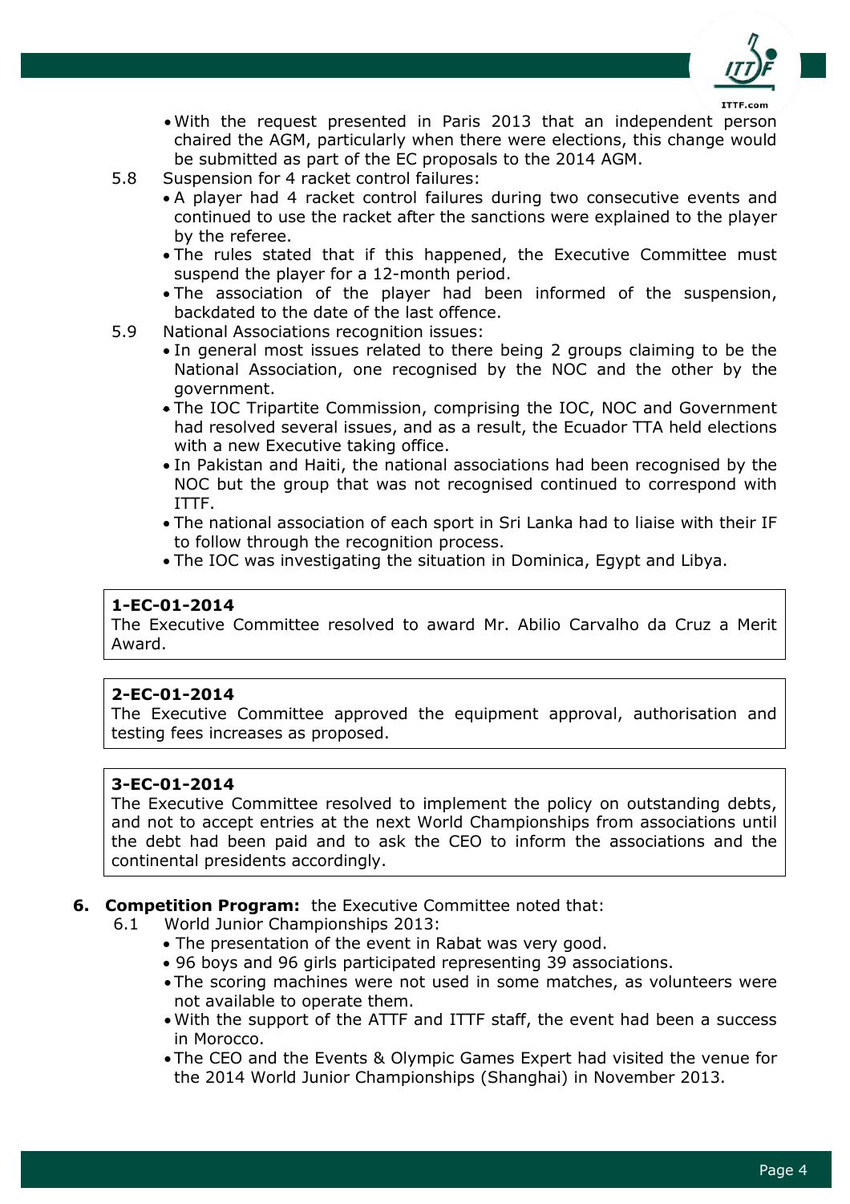- With the request presented in Paris 2013 that an independent person chaired the AGM, particularly when there were elections, this change would be submitted as part of the EC proposals to the 2014 AGM.

5.8 Suspension for 4 racket control failures:
- A player had 4 racket control failures during two consecutive events and continued to use the racket after the sanctions were explained to the player by the referee.
- The rules stated that if this happened, the Executive Committee must suspend the player for a 12-month period.
- The association of the player had been informed of the suspension, backdated to the date of the last offence.

5.9 National Associations recognition issues:
- In general most issues related to there being 2 groups claiming to be the National Association, one recognised by the NOC and the other by the government.
- The IOC Tripartite Commission, comprising the IOC, NOC and Government had resolved several issues, and as a result, the Ecuador TTA held elections with a new Executive taking office.
- In Pakistan and Haiti, the national associations had been recognised by the NOC but the group that was not recognised continued to correspond with ITTF.
- The national association of each sport in Sri Lanka had to liaise with their IF to follow through the recognition process.
- The IOC was investigating the situation in Dominica, Egypt and Libya.

**1-EC-01-2014**
The Executive Committee resolved to award Mr. Abilio Carvalho da Cruz a Merit Award.

**2-EC-01-2014**
The Executive Committee approved the equipment approval, authorisation and testing fees increases as proposed.

**3-EC-01-2014**
The Executive Committee resolved to implement the policy on outstanding debts, and not to accept entries at the next World Championships from associations until the debt had been paid and to ask the CEO to inform the associations and the continental presidents accordingly.

**6. Competition Program:** the Executive Committee noted that:

6.1 World Junior Championships 2013:
- The presentation of the event in Rabat was very good.
- 96 boys and 96 girls participated representing 39 associations.
- The scoring machines were not used in some matches, as volunteers were not available to operate them.
- With the support of the ATTF and ITTF staff, the event had been a success in Morocco.
- The CEO and the Events & Olympic Games Expert had visited the venue for the 2014 World Junior Championships (Shanghai) in November 2013.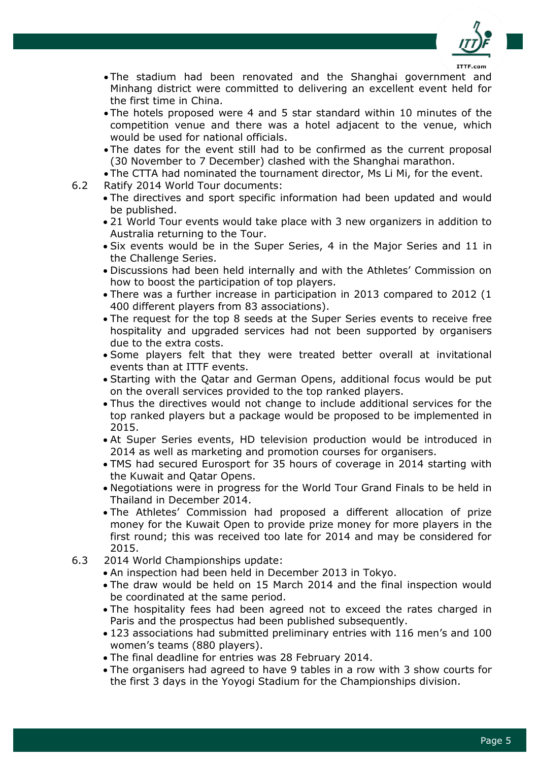- The stadium had been renovated and the Shanghai government and Minhang district were committed to delivering an excellent event held for the first time in China.
- The hotels proposed were 4 and 5 star standard within 10 minutes of the competition venue and there was a hotel adjacent to the venue, which would be used for national officials.
- The dates for the event still had to be confirmed as the current proposal (30 November to 7 December) clashed with the Shanghai marathon.
- The CTTA had nominated the tournament director, Ms Li Mi, for the event.

6.2 Ratify 2014 World Tour documents:

- The directives and sport specific information had been updated and would be published.
- 21 World Tour events would take place with 3 new organizers in addition to Australia returning to the Tour.
- Six events would be in the Super Series, 4 in the Major Series and 11 in the Challenge Series.
- Discussions had been held internally and with the Athletes' Commission on how to boost the participation of top players.
- There was a further increase in participation in 2013 compared to 2012 (1 400 different players from 83 associations).
- The request for the top 8 seeds at the Super Series events to receive free hospitality and upgraded services had not been supported by organisers due to the extra costs.
- Some players felt that they were treated better overall at invitational events than at ITTF events.
- Starting with the Qatar and German Opens, additional focus would be put on the overall services provided to the top ranked players.
- Thus the directives would not change to include additional services for the top ranked players but a package would be proposed to be implemented in 2015.
- At Super Series events, HD television production would be introduced in 2014 as well as marketing and promotion courses for organisers.
- TMS had secured Eurosport for 35 hours of coverage in 2014 starting with the Kuwait and Qatar Opens.
- Negotiations were in progress for the World Tour Grand Finals to be held in Thailand in December 2014.
- The Athletes' Commission had proposed a different allocation of prize money for the Kuwait Open to provide prize money for more players in the first round; this was received too late for 2014 and may be considered for 2015.

6.3 2014 World Championships update:

- An inspection had been held in December 2013 in Tokyo.
- The draw would be held on 15 March 2014 and the final inspection would be coordinated at the same period.
- The hospitality fees had been agreed not to exceed the rates charged in Paris and the prospectus had been published subsequently.
- 123 associations had submitted preliminary entries with 116 men's and 100 women's teams (880 players).
- The final deadline for entries was 28 February 2014.
- The organisers had agreed to have 9 tables in a row with 3 show courts for the first 3 days in the Yoyogi Stadium for the Championships division.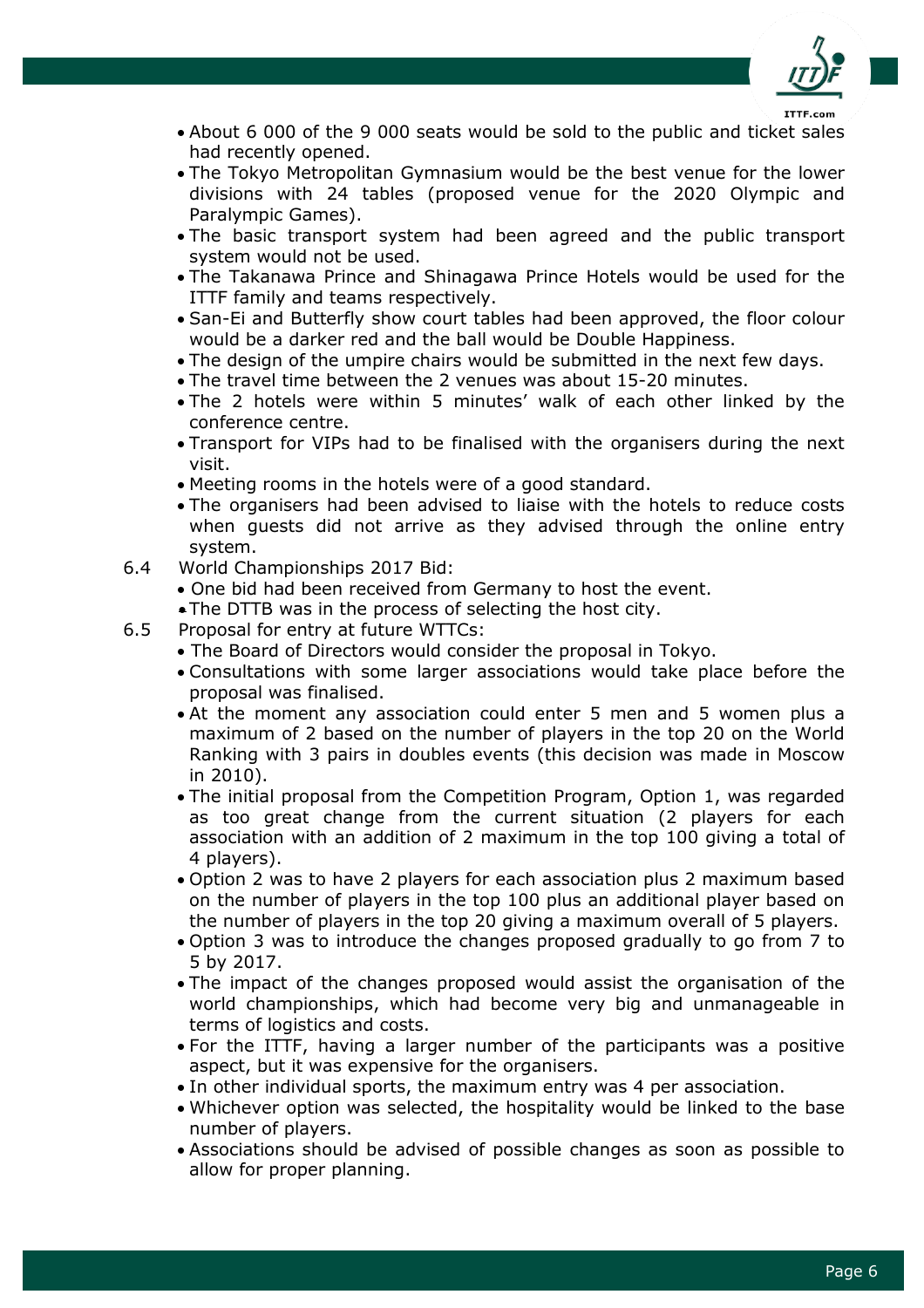- About 6 000 of the 9 000 seats would be sold to the public and ticket sales had recently opened.
- The Tokyo Metropolitan Gymnasium would be the best venue for the lower divisions with 24 tables (proposed venue for the 2020 Olympic and Paralympic Games).
- The basic transport system had been agreed and the public transport system would not be used.
- The Takanawa Prince and Shinagawa Prince Hotels would be used for the ITTF family and teams respectively.
- San-Ei and Butterfly show court tables had been approved, the floor colour would be a darker red and the ball would be Double Happiness.
- The design of the umpire chairs would be submitted in the next few days.
- The travel time between the 2 venues was about 15-20 minutes.
- The 2 hotels were within 5 minutes' walk of each other linked by the conference centre.
- Transport for VIPs had to be finalised with the organisers during the next visit.
- Meeting rooms in the hotels were of a good standard.
- The organisers had been advised to liaise with the hotels to reduce costs when guests did not arrive as they advised through the online entry system.

6.4 World Championships 2017 Bid:

- One bid had been received from Germany to host the event.
- The DTTB was in the process of selecting the host city.

6.5 Proposal for entry at future WTTCs:

- The Board of Directors would consider the proposal in Tokyo.
- Consultations with some larger associations would take place before the proposal was finalised.
- At the moment any association could enter 5 men and 5 women plus a maximum of 2 based on the number of players in the top 20 on the World Ranking with 3 pairs in doubles events (this decision was made in Moscow in 2010).
- The initial proposal from the Competition Program, Option 1, was regarded as too great change from the current situation (2 players for each association with an addition of 2 maximum in the top 100 giving a total of 4 players).
- Option 2 was to have 2 players for each association plus 2 maximum based on the number of players in the top 100 plus an additional player based on the number of players in the top 20 giving a maximum overall of 5 players.
- Option 3 was to introduce the changes proposed gradually to go from 7 to 5 by 2017.
- The impact of the changes proposed would assist the organisation of the world championships, which had become very big and unmanageable in terms of logistics and costs.
- For the ITTF, having a larger number of the participants was a positive aspect, but it was expensive for the organisers.
- In other individual sports, the maximum entry was 4 per association.
- Whichever option was selected, the hospitality would be linked to the base number of players.
- Associations should be advised of possible changes as soon as possible to allow for proper planning.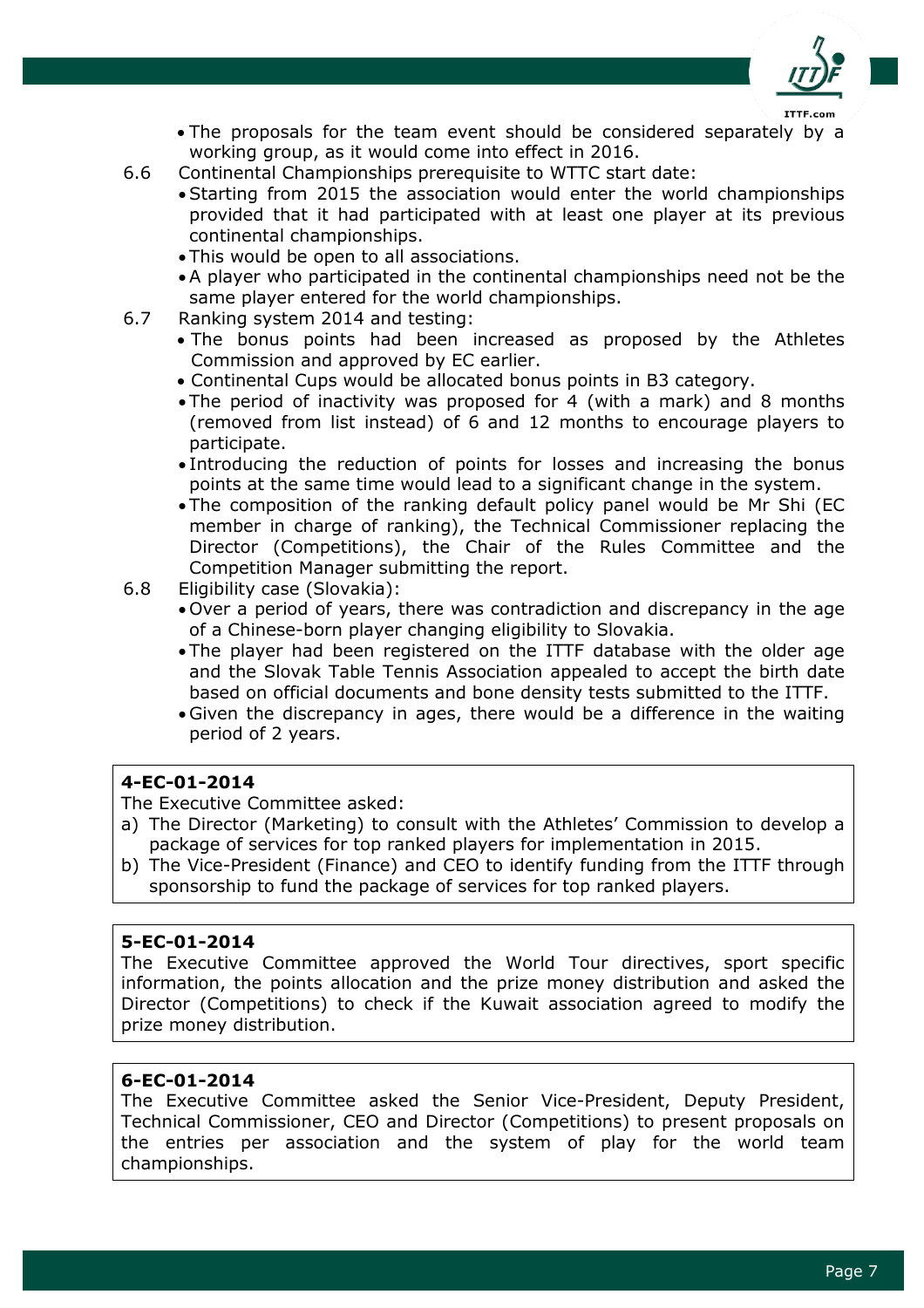- The proposals for the team event should be considered separately by a working group, as it would come into effect in 2016.

6.6 Continental Championships prerequisite to WTTC start date:
- Starting from 2015 the association would enter the world championships provided that it had participated with at least one player at its previous continental championships.
- This would be open to all associations.
- A player who participated in the continental championships need not be the same player entered for the world championships.

6.7 Ranking system 2014 and testing:
- The bonus points had been increased as proposed by the Athletes Commission and approved by EC earlier.
- Continental Cups would be allocated bonus points in B3 category.
- The period of inactivity was proposed for 4 (with a mark) and 8 months (removed from list instead) of 6 and 12 months to encourage players to participate.
- Introducing the reduction of points for losses and increasing the bonus points at the same time would lead to a significant change in the system.
- The composition of the ranking default policy panel would be Mr Shi (EC member in charge of ranking), the Technical Commissioner replacing the Director (Competitions), the Chair of the Rules Committee and the Competition Manager submitting the report.

6.8 Eligibility case (Slovakia):
- Over a period of years, there was contradiction and discrepancy in the age of a Chinese-born player changing eligibility to Slovakia.
- The player had been registered on the ITTF database with the older age and the Slovak Table Tennis Association appealed to accept the birth date based on official documents and bone density tests submitted to the ITTF.
- Given the discrepancy in ages, there would be a difference in the waiting period of 2 years.

**4-EC-01-2014**

The Executive Committee asked:

a) The Director (Marketing) to consult with the Athletes' Commission to develop a package of services for top ranked players for implementation in 2015.

b) The Vice-President (Finance) and CEO to identify funding from the ITTF through sponsorship to fund the package of services for top ranked players.

**5-EC-01-2014**

The Executive Committee approved the World Tour directives, sport specific information, the points allocation and the prize money distribution and asked the Director (Competitions) to check if the Kuwait association agreed to modify the prize money distribution.

**6-EC-01-2014**

The Executive Committee asked the Senior Vice-President, Deputy President, Technical Commissioner, CEO and Director (Competitions) to present proposals on the entries per association and the system of play for the world team championships.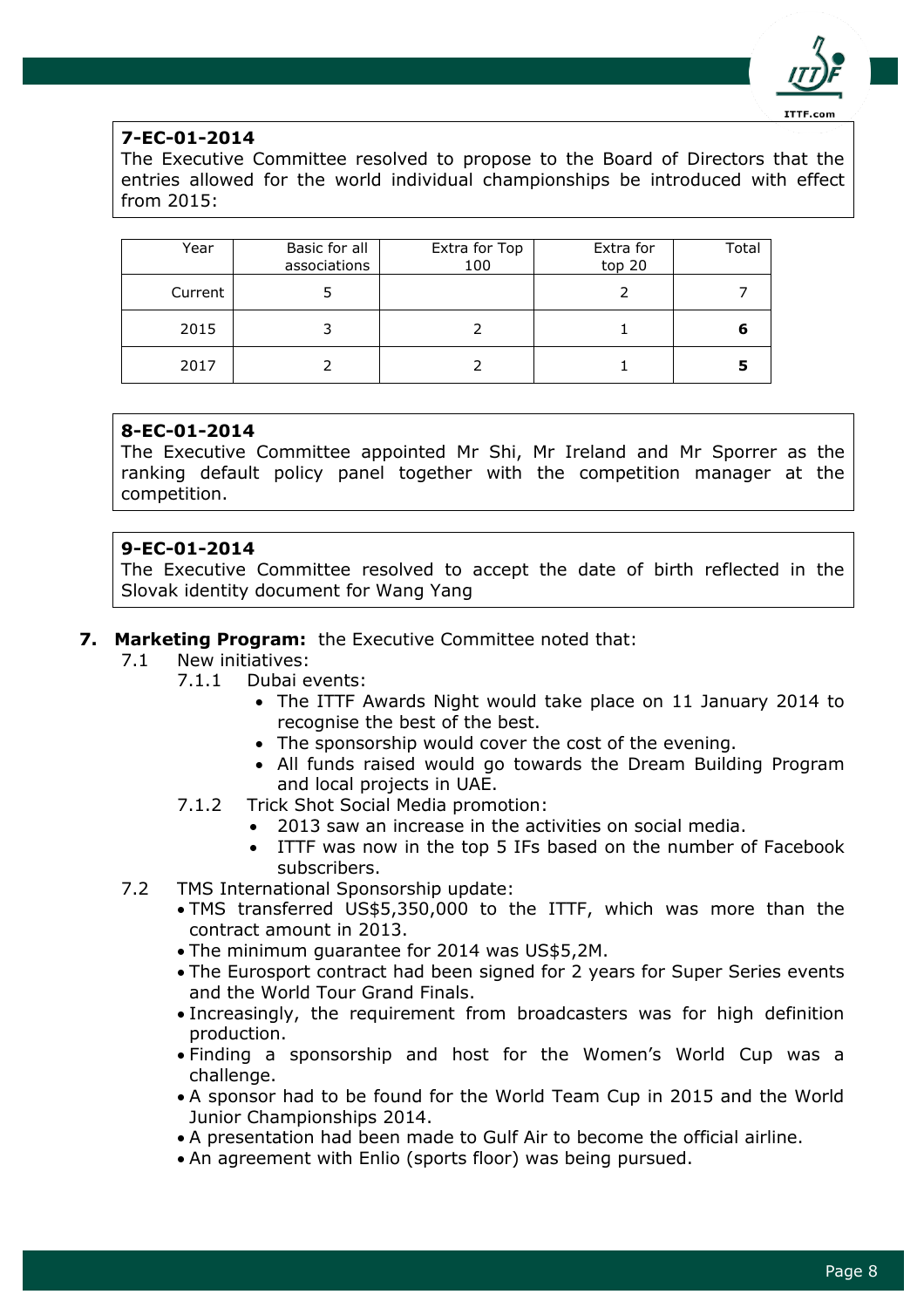**7-EC-01-2014**
The Executive Committee resolved to propose to the Board of Directors that the entries allowed for the world individual championships be introduced with effect from 2015:

| Year | Basic for all associations | Extra for Top 100 | Extra for top 20 | Total |
|---|---|---|---|---|
| Current | 5 | | 2 | 7 |
| 2015 | 3 | 2 | 1 | **6** |
| 2017 | 2 | 2 | 1 | **5** |

**8-EC-01-2014**
The Executive Committee appointed Mr Shi, Mr Ireland and Mr Sporrer as the ranking default policy panel together with the competition manager at the competition.

**9-EC-01-2014**
The Executive Committee resolved to accept the date of birth reflected in the Slovak identity document for Wang Yang

7. **Marketing Program:** the Executive Committee noted that:
   - 7.1 New initiatives:
     - 7.1.1 Dubai events:
       - The ITTF Awards Night would take place on 11 January 2014 to recognise the best of the best.
       - The sponsorship would cover the cost of the evening.
       - All funds raised would go towards the Dream Building Program and local projects in UAE.
     - 7.1.2 Trick Shot Social Media promotion:
       - 2013 saw an increase in the activities on social media.
       - ITTF was now in the top 5 IFs based on the number of Facebook subscribers.
   - 7.2 TMS International Sponsorship update:
     - TMS transferred US$5,350,000 to the ITTF, which was more than the contract amount in 2013.
     - The minimum guarantee for 2014 was US$5,2M.
     - The Eurosport contract had been signed for 2 years for Super Series events and the World Tour Grand Finals.
     - Increasingly, the requirement from broadcasters was for high definition production.
     - Finding a sponsorship and host for the Women's World Cup was a challenge.
     - A sponsor had to be found for the World Team Cup in 2015 and the World Junior Championships 2014.
     - A presentation had been made to Gulf Air to become the official airline.
     - An agreement with Enlio (sports floor) was being pursued.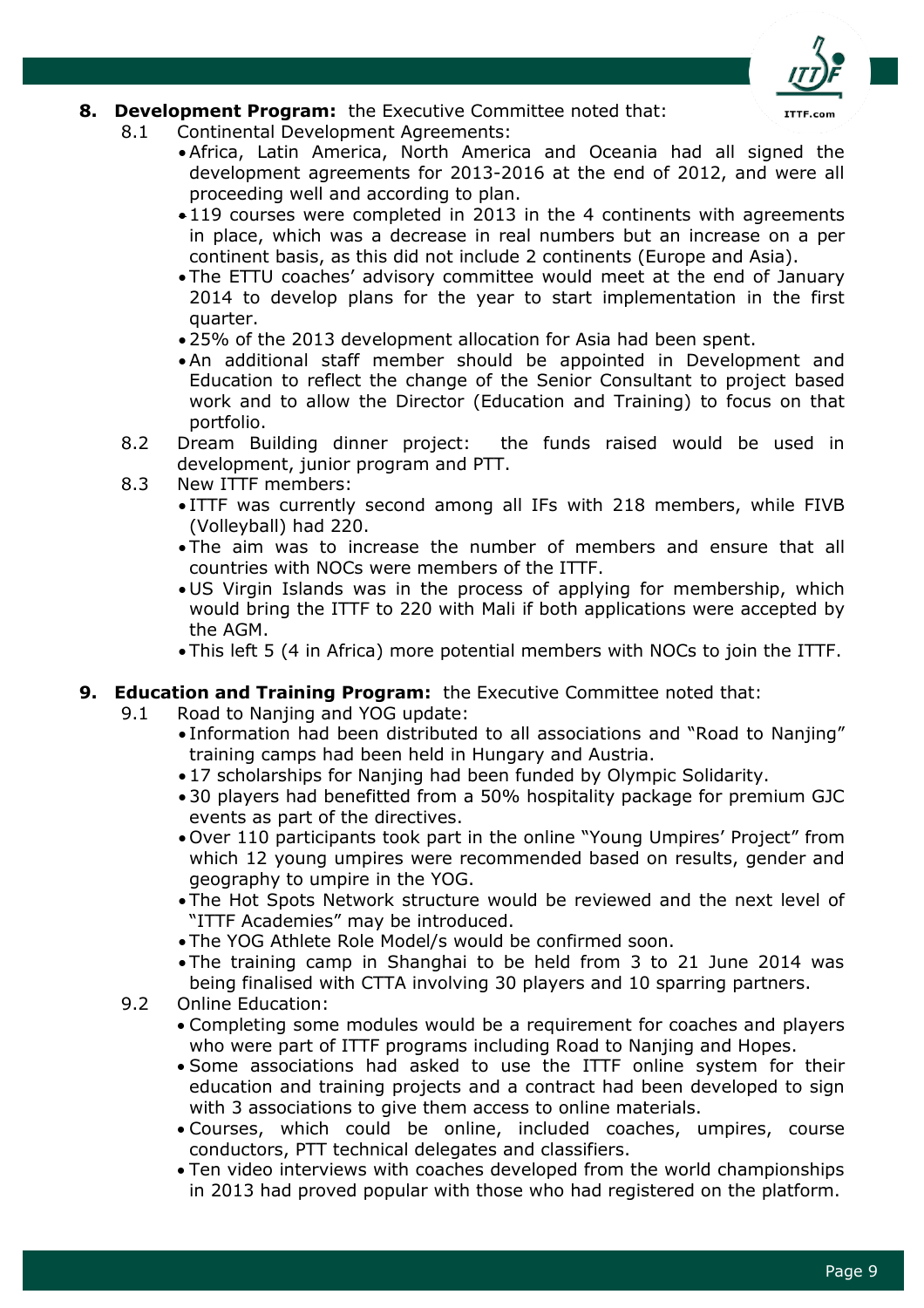**8. Development Program:** the Executive Committee noted that:

8.1 Continental Development Agreements:

- Africa, Latin America, North America and Oceania had all signed the development agreements for 2013-2016 at the end of 2012, and were all proceeding well and according to plan.
- 119 courses were completed in 2013 in the 4 continents with agreements in place, which was a decrease in real numbers but an increase on a per continent basis, as this did not include 2 continents (Europe and Asia).
- The ETTU coaches' advisory committee would meet at the end of January 2014 to develop plans for the year to start implementation in the first quarter.
- 25% of the 2013 development allocation for Asia had been spent.
- An additional staff member should be appointed in Development and Education to reflect the change of the Senior Consultant to project based work and to allow the Director (Education and Training) to focus on that portfolio.

8.2 Dream Building dinner project: the funds raised would be used in development, junior program and PTT.

8.3 New ITTF members:

- ITTF was currently second among all IFs with 218 members, while FIVB (Volleyball) had 220.
- The aim was to increase the number of members and ensure that all countries with NOCs were members of the ITTF.
- US Virgin Islands was in the process of applying for membership, which would bring the ITTF to 220 with Mali if both applications were accepted by the AGM.
- This left 5 (4 in Africa) more potential members with NOCs to join the ITTF.

**9. Education and Training Program:** the Executive Committee noted that:

9.1 Road to Nanjing and YOG update:

- Information had been distributed to all associations and "Road to Nanjing" training camps had been held in Hungary and Austria.
- 17 scholarships for Nanjing had been funded by Olympic Solidarity.
- 30 players had benefitted from a 50% hospitality package for premium GJC events as part of the directives.
- Over 110 participants took part in the online "Young Umpires' Project" from which 12 young umpires were recommended based on results, gender and geography to umpire in the YOG.
- The Hot Spots Network structure would be reviewed and the next level of "ITTF Academies" may be introduced.
- The YOG Athlete Role Model/s would be confirmed soon.
- The training camp in Shanghai to be held from 3 to 21 June 2014 was being finalised with CTTA involving 30 players and 10 sparring partners.

9.2 Online Education:

- Completing some modules would be a requirement for coaches and players who were part of ITTF programs including Road to Nanjing and Hopes.
- Some associations had asked to use the ITTF online system for their education and training projects and a contract had been developed to sign with 3 associations to give them access to online materials.
- Courses, which could be online, included coaches, umpires, course conductors, PTT technical delegates and classifiers.
- Ten video interviews with coaches developed from the world championships in 2013 had proved popular with those who had registered on the platform.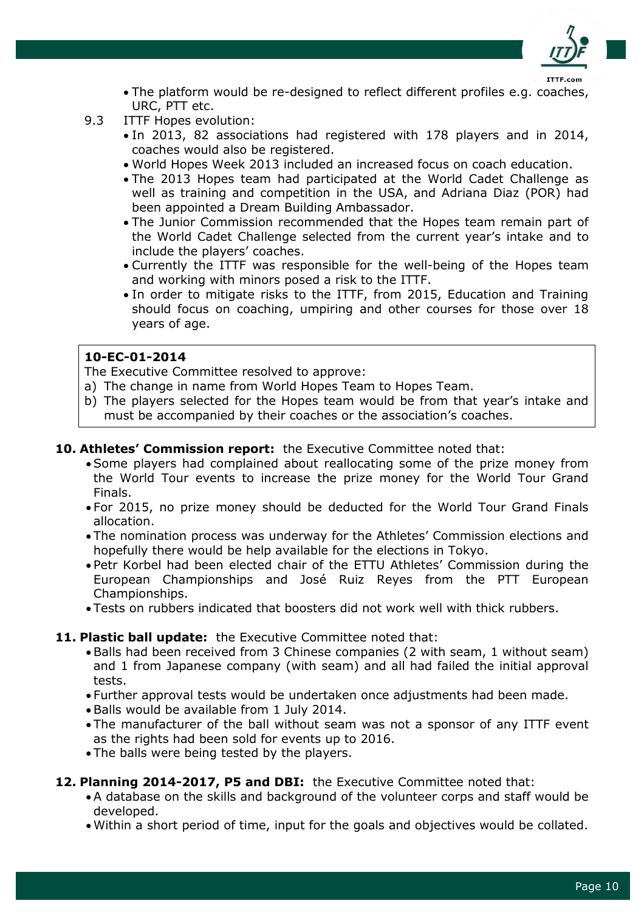- The platform would be re-designed to reflect different profiles e.g. coaches, URC, PTT etc.

9.3 ITTF Hopes evolution:

- In 2013, 82 associations had registered with 178 players and in 2014, coaches would also be registered.
- World Hopes Week 2013 included an increased focus on coach education.
- The 2013 Hopes team had participated at the World Cadet Challenge as well as training and competition in the USA, and Adriana Diaz (POR) had been appointed a Dream Building Ambassador.
- The Junior Commission recommended that the Hopes team remain part of the World Cadet Challenge selected from the current year's intake and to include the players' coaches.
- Currently the ITTF was responsible for the well-being of the Hopes team and working with minors posed a risk to the ITTF.
- In order to mitigate risks to the ITTF, from 2015, Education and Training should focus on coaching, umpiring and other courses for those over 18 years of age.

**10-EC-01-2014**

The Executive Committee resolved to approve:

a) The change in name from World Hopes Team to Hopes Team.
b) The players selected for the Hopes team would be from that year's intake and must be accompanied by their coaches or the association's coaches.

**10. Athletes' Commission report:** the Executive Committee noted that:

- Some players had complained about reallocating some of the prize money from the World Tour events to increase the prize money for the World Tour Grand Finals.
- For 2015, no prize money should be deducted for the World Tour Grand Finals allocation.
- The nomination process was underway for the Athletes' Commission elections and hopefully there would be help available for the elections in Tokyo.
- Petr Korbel had been elected chair of the ETTU Athletes' Commission during the European Championships and José Ruiz Reyes from the PTT European Championships.
- Tests on rubbers indicated that boosters did not work well with thick rubbers.

**11. Plastic ball update:** the Executive Committee noted that:

- Balls had been received from 3 Chinese companies (2 with seam, 1 without seam) and 1 from Japanese company (with seam) and all had failed the initial approval tests.
- Further approval tests would be undertaken once adjustments had been made.
- Balls would be available from 1 July 2014.
- The manufacturer of the ball without seam was not a sponsor of any ITTF event as the rights had been sold for events up to 2016.
- The balls were being tested by the players.

**12. Planning 2014-2017, P5 and DBI:** the Executive Committee noted that:

- A database on the skills and background of the volunteer corps and staff would be developed.
- Within a short period of time, input for the goals and objectives would be collated.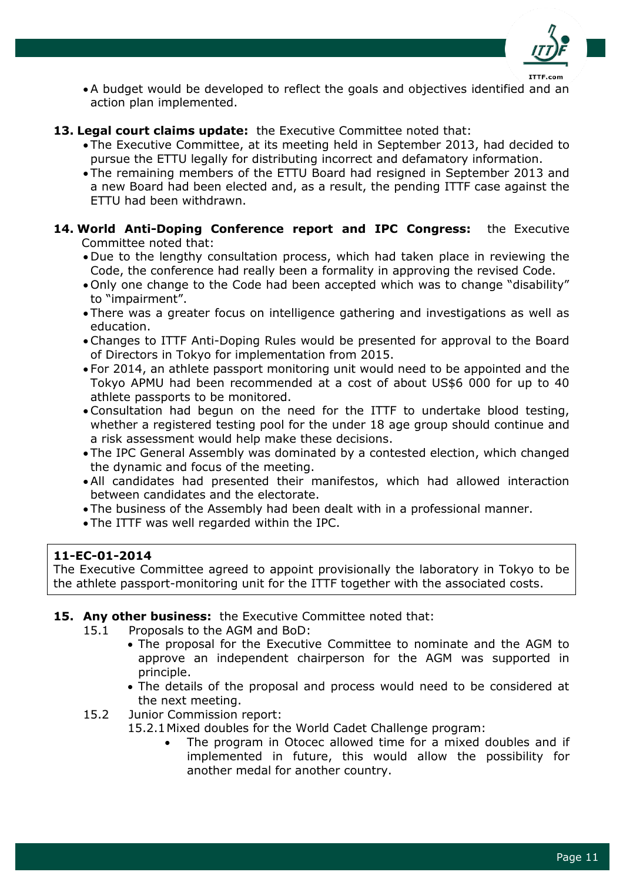- A budget would be developed to reflect the goals and objectives identified and an action plan implemented.

**13. Legal court claims update:** the Executive Committee noted that:

- The Executive Committee, at its meeting held in September 2013, had decided to pursue the ETTU legally for distributing incorrect and defamatory information.
- The remaining members of the ETTU Board had resigned in September 2013 and a new Board had been elected and, as a result, the pending ITTF case against the ETTU had been withdrawn.

**14. World Anti-Doping Conference report and IPC Congress:** the Executive Committee noted that:

- Due to the lengthy consultation process, which had taken place in reviewing the Code, the conference had really been a formality in approving the revised Code.
- Only one change to the Code had been accepted which was to change "disability" to "impairment".
- There was a greater focus on intelligence gathering and investigations as well as education.
- Changes to ITTF Anti-Doping Rules would be presented for approval to the Board of Directors in Tokyo for implementation from 2015.
- For 2014, an athlete passport monitoring unit would need to be appointed and the Tokyo APMU had been recommended at a cost of about US$6 000 for up to 40 athlete passports to be monitored.
- Consultation had begun on the need for the ITTF to undertake blood testing, whether a registered testing pool for the under 18 age group should continue and a risk assessment would help make these decisions.
- The IPC General Assembly was dominated by a contested election, which changed the dynamic and focus of the meeting.
- All candidates had presented their manifestos, which had allowed interaction between candidates and the electorate.
- The business of the Assembly had been dealt with in a professional manner.
- The ITTF was well regarded within the IPC.

**11-EC-01-2014**
The Executive Committee agreed to appoint provisionally the laboratory in Tokyo to be the athlete passport-monitoring unit for the ITTF together with the associated costs.

**15. Any other business:** the Executive Committee noted that:

15.1 Proposals to the AGM and BoD:

- The proposal for the Executive Committee to nominate and the AGM to approve an independent chairperson for the AGM was supported in principle.
- The details of the proposal and process would need to be considered at the next meeting.

15.2 Junior Commission report:

15.2.1 Mixed doubles for the World Cadet Challenge program:

- The program in Otocec allowed time for a mixed doubles and if implemented in future, this would allow the possibility for another medal for another country.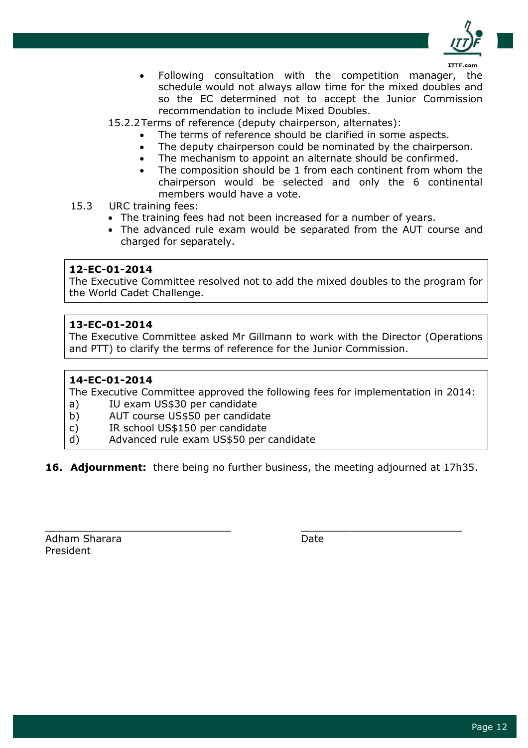- Following consultation with the competition manager, the schedule would not always allow time for the mixed doubles and so the EC determined not to accept the Junior Commission recommendation to include Mixed Doubles.

15.2.2 Terms of reference (deputy chairperson, alternates):

- The terms of reference should be clarified in some aspects.
- The deputy chairperson could be nominated by the chairperson.
- The mechanism to appoint an alternate should be confirmed.
- The composition should be 1 from each continent from whom the chairperson would be selected and only the 6 continental members would have a vote.

15.3 URC training fees:

- The training fees had not been increased for a number of years.
- The advanced rule exam would be separated from the AUT course and charged for separately.

**12-EC-01-2014**
The Executive Committee resolved not to add the mixed doubles to the program for the World Cadet Challenge.

**13-EC-01-2014**
The Executive Committee asked Mr Gillmann to work with the Director (Operations and PTT) to clarify the terms of reference for the Junior Commission.

**14-EC-01-2014**
The Executive Committee approved the following fees for implementation in 2014:

a) IU exam US$30 per candidate
b) AUT course US$50 per candidate
c) IR school US$150 per candidate
d) Advanced rule exam US$50 per candidate

**16. Adjournment:** there being no further business, the meeting adjourned at 17h35.

\_\_\_\_\_\_\_\_\_\_\_\_\_\_\_\_\_\_\_\_\_\_\_\_\_\_\_\_\_\_ \_\_\_\_\_\_\_\_\_\_\_\_\_\_\_\_\_\_\_\_\_\_\_\_\_\_\_\_

Adham Sharara — Date
President